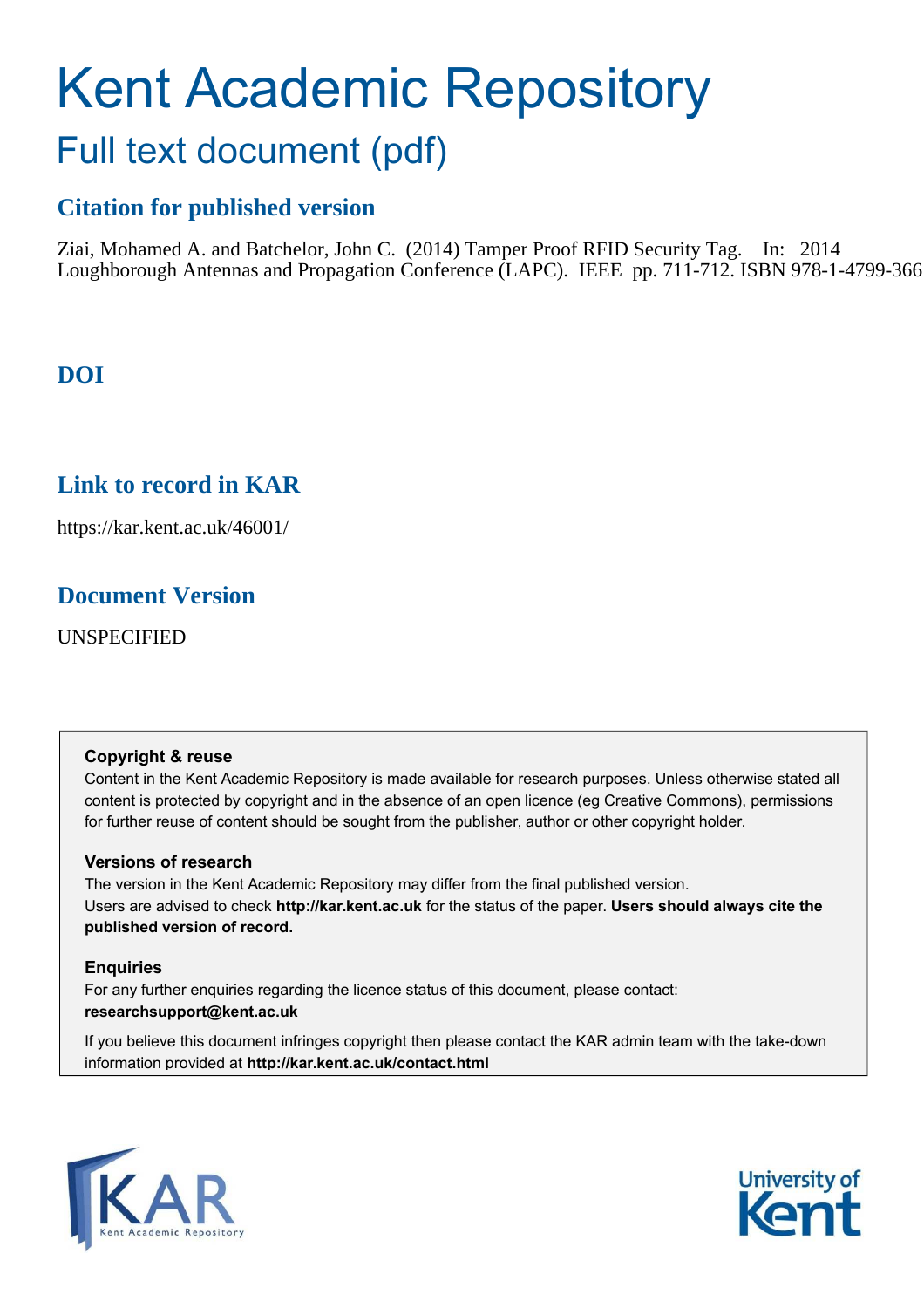# Kent Academic Repository

## Full text document (pdf)

### Citation for published version

Ziai, Mohamed A. and Batchelor, John C. (2014) Tamper Proof RFID Security Tag. In: 2014 Loughborough Antennas and Propagation Conference (LAPC). IEEE pp. 711-712. ISBN 978-1-4799-366

### DOI

### Link to record in KAR

https://kar.kent.ac.uk/46001/

### Document Version

UNSPECIFIED

**Copyright & reuse**

Content in the Kent Academic Repository is made available for research purposes. Unless otherwise stated all content is protected by copyright and in the absence of an open licence (eg Creative Commons), permissions for further reuse of content should be sought from the publisher, author or other copyright holder.

**Versions of research**

The version in the Kent Academic Repository may differ from the final published version. Users are advised to check **http://kar.kent.ac.uk** for the status of the paper. **Users should always cite the published version of record.**

**Enquiries**

For any further enquiries regarding the licence status of this document, please contact: **researchsupport@kent.ac.uk**

If you believe this document infringes copyright then please contact the KAR admin team with the take-down information provided at **http://kar.kent.ac.uk/contact.html**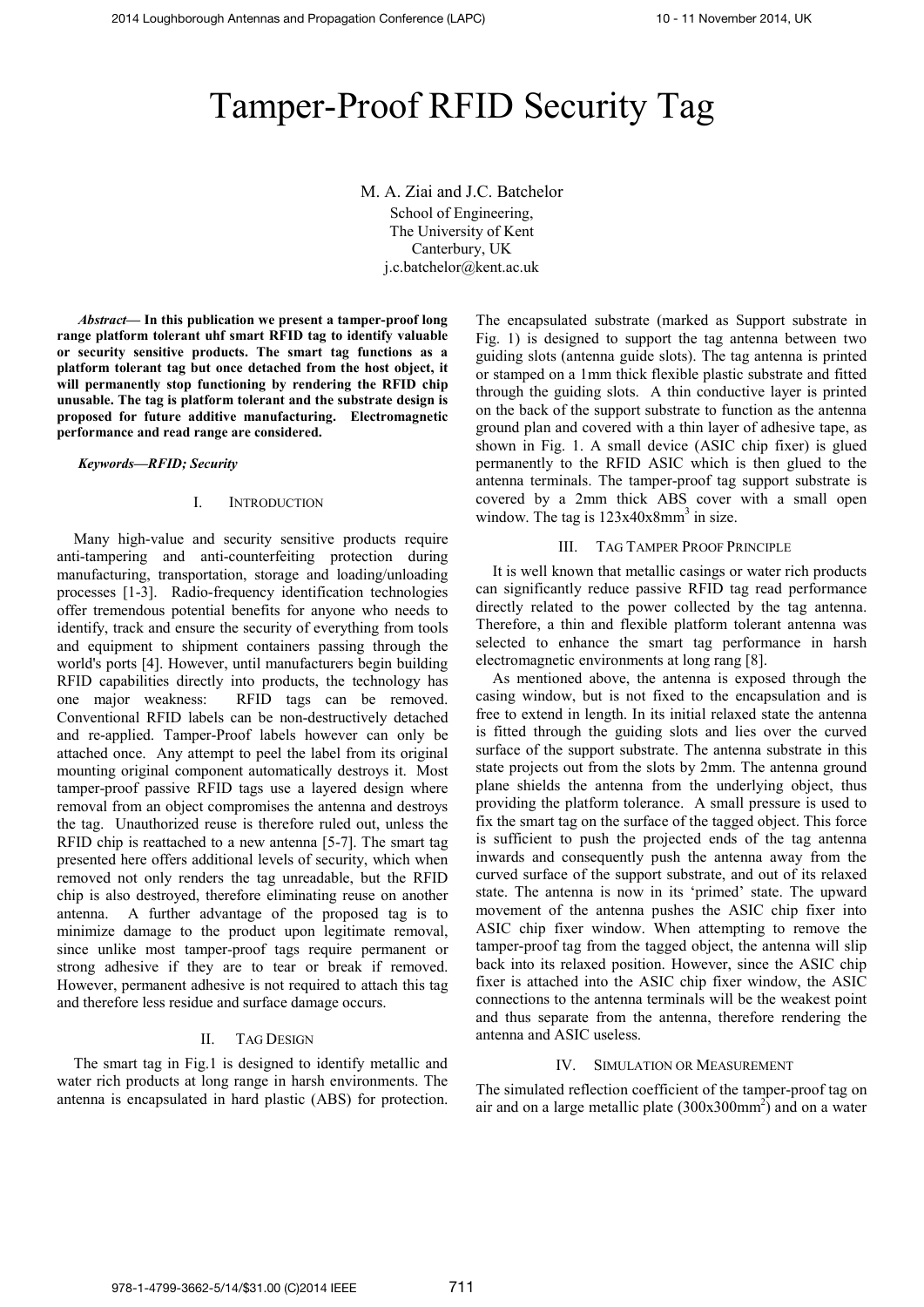# Tamper-Proof RFID Security Tag

M. A. Ziai and J.C. Batchelor
School of Engineering,
The University of Kent
Canterbury, UK
j.c.batchelor@kent.ac.uk

***Abstract*— In this publication we present a tamper-proof long range platform tolerant uhf smart RFID tag to identify valuable or security sensitive products. The smart tag functions as a platform tolerant tag but once detached from the host object, it will permanently stop functioning by rendering the RFID chip unusable. The tag is platform tolerant and the substrate design is proposed for future additive manufacturing. Electromagnetic performance and read range are considered.**

***Keywords—RFID; Security***

## I. Introduction

Many high-value and security sensitive products require anti-tampering and anti-counterfeiting protection during manufacturing, transportation, storage and loading/unloading processes [1-3]. Radio-frequency identification technologies offer tremendous potential benefits for anyone who needs to identify, track and ensure the security of everything from tools and equipment to shipment containers passing through the world's ports [4]. However, until manufacturers begin building RFID capabilities directly into products, the technology has one major weakness: RFID tags can be removed. Conventional RFID labels can be non-destructively detached and re-applied. Tamper-Proof labels however can only be attached once. Any attempt to peel the label from its original mounting original component automatically destroys it. Most tamper-proof passive RFID tags use a layered design where removal from an object compromises the antenna and destroys the tag. Unauthorized reuse is therefore ruled out, unless the RFID chip is reattached to a new antenna [5-7]. The smart tag presented here offers additional levels of security, which when removed not only renders the tag unreadable, but the RFID chip is also destroyed, therefore eliminating reuse on another antenna. A further advantage of the proposed tag is to minimize damage to the product upon legitimate removal, since unlike most tamper-proof tags require permanent or strong adhesive if they are to tear or break if removed. However, permanent adhesive is not required to attach this tag and therefore less residue and surface damage occurs.

## II. Tag Design

The smart tag in Fig.1 is designed to identify metallic and water rich products at long range in harsh environments. The antenna is encapsulated in hard plastic (ABS) for protection. The encapsulated substrate (marked as Support substrate in Fig. 1) is designed to support the tag antenna between two guiding slots (antenna guide slots). The tag antenna is printed or stamped on a 1mm thick flexible plastic substrate and fitted through the guiding slots. A thin conductive layer is printed on the back of the support substrate to function as the antenna ground plan and covered with a thin layer of adhesive tape, as shown in Fig. 1. A small device (ASIC chip fixer) is glued permanently to the RFID ASIC which is then glued to the antenna terminals. The tamper-proof tag support substrate is covered by a 2mm thick ABS cover with a small open window. The tag is $123 \times 40 \times 8 mm^3$ in size.

## III. Tag Tamper Proof Principle

It is well known that metallic casings or water rich products can significantly reduce passive RFID tag read performance directly related to the power collected by the tag antenna. Therefore, a thin and flexible platform tolerant antenna was selected to enhance the smart tag performance in harsh electromagnetic environments at long rang [8].

As mentioned above, the antenna is exposed through the casing window, but is not fixed to the encapsulation and is free to extend in length. In its initial relaxed state the antenna is fitted through the guiding slots and lies over the curved surface of the support substrate. The antenna substrate in this state projects out from the slots by 2mm. The antenna ground plane shields the antenna from the underlying object, thus providing the platform tolerance. A small pressure is used to fix the smart tag on the surface of the tagged object. This force is sufficient to push the projected ends of the tag antenna inwards and consequently push the antenna away from the curved surface of the support substrate, and out of its relaxed state. The antenna is now in its 'primed' state. The upward movement of the antenna pushes the ASIC chip fixer into ASIC chip fixer window. When attempting to remove the tamper-proof tag from the tagged object, the antenna will slip back into its relaxed position. However, since the ASIC chip fixer is attached into the ASIC chip fixer window, the ASIC connections to the antenna terminals will be the weakest point and thus separate from the antenna, therefore rendering the antenna and ASIC useless.

## IV. Simulation or Measurement

The simulated reflection coefficient of the tamper-proof tag on air and on a large metallic plate ($300 \times 300 mm^2$) and on a water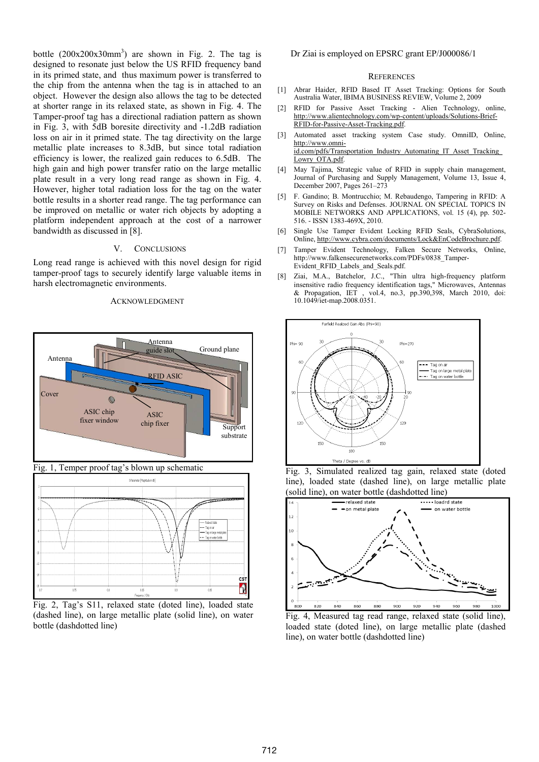bottle (200x200x30mm$^3$) are shown in Fig. 2. The tag is designed to resonate just below the US RFID frequency band in its primed state, and thus maximum power is transferred to the chip from the antenna when the tag is in attached to an object. However the design also allows the tag to be detected at shorter range in its relaxed state, as shown in Fig. 4. The Tamper-proof tag has a directional radiation pattern as shown in Fig. 3, with 5dB boresite directivity and -1.2dB radiation loss on air in it primed state. The tag directivity on the large metallic plate increases to 8.3dB, but since total radiation efficiency is lower, the realized gain reduces to 6.5dB. The high gain and high power transfer ratio on the large metallic plate result in a very long read range as shown in Fig. 4. However, higher total radiation loss for the tag on the water bottle results in a shorter read range. The tag performance can be improved on metallic or water rich objects by adopting a platform independent approach at the cost of a narrower bandwidth as discussed in [8].

## V. Conclusions

Long read range is achieved with this novel design for rigid tamper-proof tags to securely identify large valuable items in harsh electromagnetic environments.

## Acknowledgment

Dr Ziai is employed on EPSRC grant EP/J000086/1

Antenna
Antenna guide slot
Ground plane
RFID ASIC
Cover
ASIC chip fixer window
ASIC chip fixer
Support substrate

Fig. 1, Temper proof tag's blown up schematic

S-Parameter [Magnitude in dB]
Relaxed state
Tag on air
Tag on large metal plate
Tag on water bottle
0.7 0.75 0.8 0.85 0.9 0.95
Frequency / GHz
CST

Fig. 2, Tag's S11, relaxed state (doted line), loaded state (dashed line), on large metallic plate (solid line), on water bottle (dashdotted line)

## References

[1] Abrar Haider, RFID Based IT Asset Tracking: Options for South Australia Water, IBIMA BUSINESS REVIEW, Volume 2, 2009

[2] RFID for Passive Asset Tracking - Alien Technology, online, http://www.alientechnology.com/wp-content/uploads/Solutions-Brief-RFID-for-Passive-Asset-Tracking.pdf.

[3] Automated asset tracking system Case study. OmniID, Online, http://www.omni-id.com/pdfs/Transportation_Industry_Automating_IT_Asset_Tracking_Lowry_OTA.pdf.

[4] May Tajima, Strategic value of RFID in supply chain management, Journal of Purchasing and Supply Management, Volume 13, Issue 4, December 2007, Pages 261–273

[5] F. Gandino; B. Montrucchio; M. Rebaudengo, Tampering in RFID: A Survey on Risks and Defenses. JOURNAL ON SPECIAL TOPICS IN MOBILE NETWORKS AND APPLICATIONS, vol. 15 (4), pp. 502-516. - ISSN 1383-469X, 2010.

[6] Single Use Tamper Evident Locking RFID Seals, CybraSolutions, Online, http://www.cybra.com/documents/Lock&EnCodeBrochure.pdf.

[7] Tamper Evident Technology, Falken Secure Networks, Online, http://www.falkensecurenetworks.com/PDFs/0838_Tamper-Evident_RFID_Labels_and_Seals.pdf.

[8] Ziai, M.A., Batchelor, J.C., "Thin ultra high-frequency platform insensitive radio frequency identification tags," Microwaves, Antennas & Propagation, IET , vol.4, no.3, pp.390,398, March 2010, doi: 10.1049/iet-map.2008.0351.

Farfield Realized Gain Abs (Phi=90)
Phi= 90
Phi=270
Tag on air
Tag on large metal plate
Tag on water bottle
Theta / Degree vs. dB

Fig. 3, Simulated realized tag gain, relaxed state (doted line), loaded state (dashed line), on large metallic plate (solid line), on water bottle (dashdotted line)

relaxed state
loadrd state
on metal plate
on water bottle
800 820 840 860 880 900 920 940 960 980 1000

Fig. 4, Measured tag read range, relaxed state (solid line), loaded state (doted line), on large metallic plate (dashed line), on water bottle (dashdotted line)